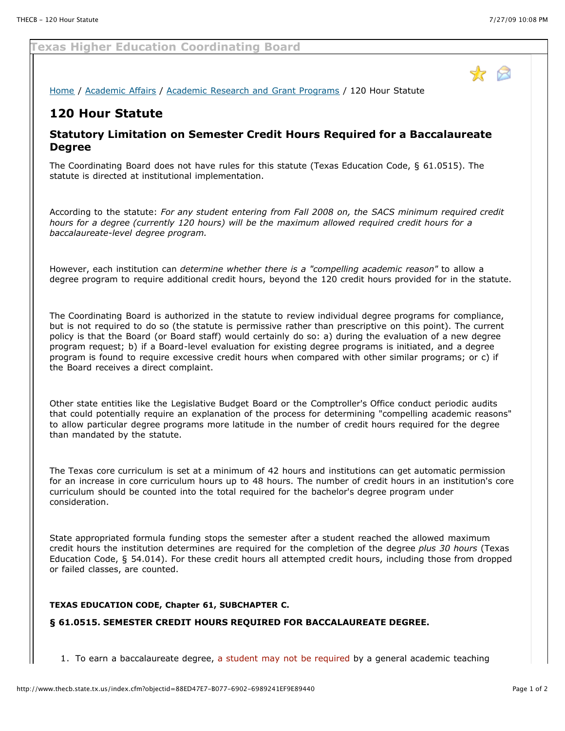Texas Higher Education Coordinating Board

Home / Academic Affairs / Academic Research and Grant Programs / 120 Hour Statute

# 120 Hour Statute

## Statutory Limitation on Semester Credit Hours Required for a Baccalaureate Degree

The Coordinating Board does not have rules for this statute (Texas Education Code, § 61.0515). The statute is directed at institutional implementation.

According to the statute: *For any student entering from Fall 2008 on, the SACS minimum required credit hours for a degree (currently 120 hours) will be the maximum allowed required credit hours for a baccalaureate-level degree program.*

However, each institution can *determine whether there is a "compelling academic reason"* to allow a degree program to require additional credit hours, beyond the 120 credit hours provided for in the statute.

The Coordinating Board is authorized in the statute to review individual degree programs for compliance, but is not required to do so (the statute is permissive rather than prescriptive on this point). The current policy is that the Board (or Board staff) would certainly do so: a) during the evaluation of a new degree program request; b) if a Board-level evaluation for existing degree programs is initiated, and a degree program is found to require excessive credit hours when compared with other similar programs; or c) if the Board receives a direct complaint.

Other state entities like the Legislative Budget Board or the Comptroller's Office conduct periodic audits that could potentially require an explanation of the process for determining "compelling academic reasons" to allow particular degree programs more latitude in the number of credit hours required for the degree than mandated by the statute.

The Texas core curriculum is set at a minimum of 42 hours and institutions can get automatic permission for an increase in core curriculum hours up to 48 hours. The number of credit hours in an institution's core curriculum should be counted into the total required for the bachelor's degree program under consideration.

State appropriated formula funding stops the semester after a student reached the allowed maximum credit hours the institution determines are required for the completion of the degree *plus 30 hours* (Texas Education Code, § 54.014). For these credit hours all attempted credit hours, including those from dropped or failed classes, are counted.

**TEXAS EDUCATION CODE, Chapter 61, SUBCHAPTER C.**

**§ 61.0515. SEMESTER CREDIT HOURS REQUIRED FOR BACCALAUREATE DEGREE.**

1. To earn a baccalaureate degree, a student may not be required by a general academic teaching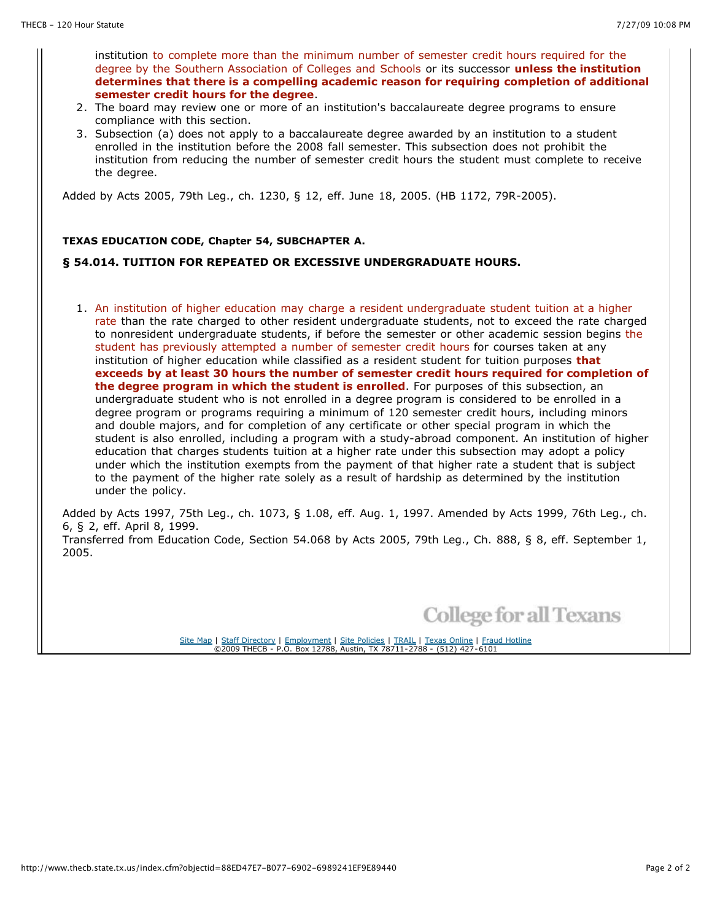institution to complete more than the minimum number of semester credit hours required for the degree by the Southern Association of Colleges and Schools or its successor **unless the institution determines that there is a compelling academic reason for requiring completion of additional semester credit hours for the degree**.

2. The board may review one or more of an institution's baccalaureate degree programs to ensure compliance with this section.
3. Subsection (a) does not apply to a baccalaureate degree awarded by an institution to a student enrolled in the institution before the 2008 fall semester. This subsection does not prohibit the institution from reducing the number of semester credit hours the student must complete to receive the degree.

Added by Acts 2005, 79th Leg., ch. 1230, § 12, eff. June 18, 2005. (HB 1172, 79R-2005).

**TEXAS EDUCATION CODE, Chapter 54, SUBCHAPTER A.**

**§ 54.014. TUITION FOR REPEATED OR EXCESSIVE UNDERGRADUATE HOURS.**

1. An institution of higher education may charge a resident undergraduate student tuition at a higher rate than the rate charged to other resident undergraduate students, not to exceed the rate charged to nonresident undergraduate students, if before the semester or other academic session begins the student has previously attempted a number of semester credit hours for courses taken at any institution of higher education while classified as a resident student for tuition purposes **that exceeds by at least 30 hours the number of semester credit hours required for completion of the degree program in which the student is enrolled**. For purposes of this subsection, an undergraduate student who is not enrolled in a degree program is considered to be enrolled in a degree program or programs requiring a minimum of 120 semester credit hours, including minors and double majors, and for completion of any certificate or other special program in which the student is also enrolled, including a program with a study-abroad component. An institution of higher education that charges students tuition at a higher rate under this subsection may adopt a policy under which the institution exempts from the payment of that higher rate a student that is subject to the payment of the higher rate solely as a result of hardship as determined by the institution under the policy.

Added by Acts 1997, 75th Leg., ch. 1073, § 1.08, eff. Aug. 1, 1997. Amended by Acts 1999, 76th Leg., ch. 6, § 2, eff. April 8, 1999.
Transferred from Education Code, Section 54.068 by Acts 2005, 79th Leg., Ch. 888, § 8, eff. September 1, 2005.

College for all Texans

Site Map | Staff Directory | Employment | Site Policies | TRAIL | Texas Online | Fraud Hotline
©2009 THECB - P.O. Box 12788, Austin, TX 78711-2788 - (512) 427-6101